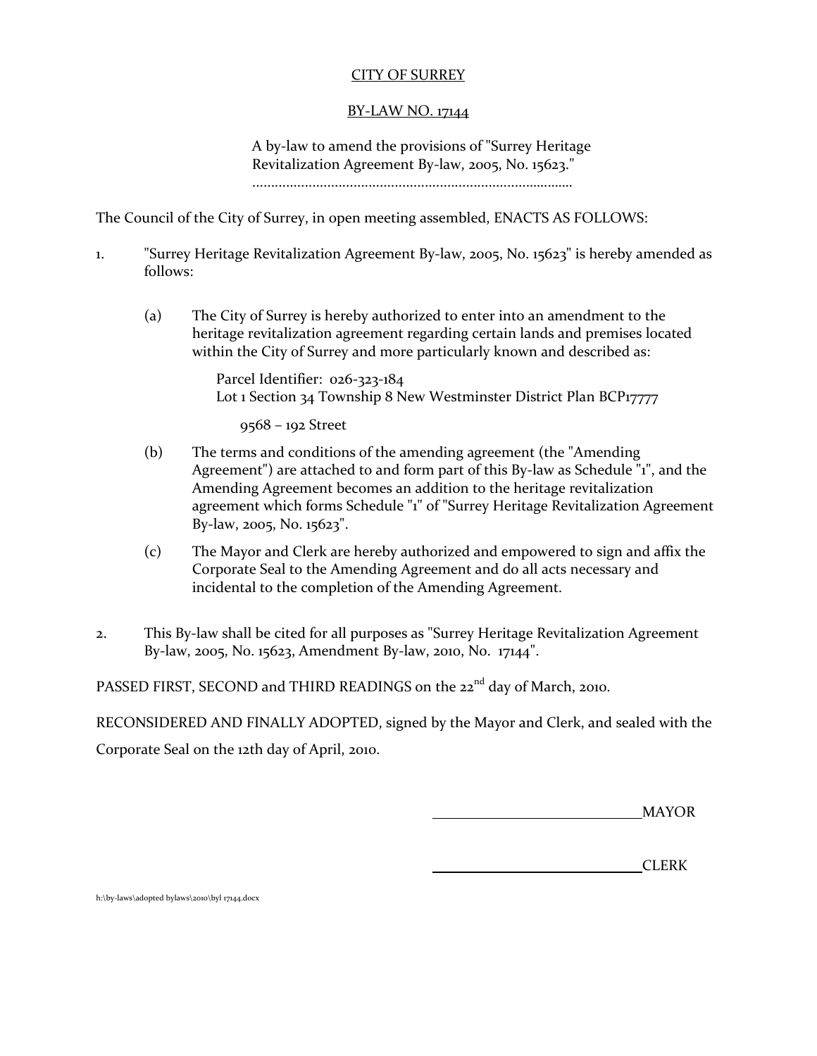# CITY OF SURREY

## BY-LAW NO. 17144

A by-law to amend the provisions of "Surrey Heritage Revitalization Agreement By-law, 2005, No. 15623."
..........................................................................................

The Council of the City of Surrey, in open meeting assembled, ENACTS AS FOLLOWS:

1. "Surrey Heritage Revitalization Agreement By-law, 2005, No. 15623" is hereby amended as follows:

   (a) The City of Surrey is hereby authorized to enter into an amendment to the heritage revitalization agreement regarding certain lands and premises located within the City of Surrey and more particularly known and described as:

      Parcel Identifier: 026-323-184
      Lot 1 Section 34 Township 8 New Westminster District Plan BCP17777

      9568 – 192 Street

   (b) The terms and conditions of the amending agreement (the "Amending Agreement") are attached to and form part of this By-law as Schedule "1", and the Amending Agreement becomes an addition to the heritage revitalization agreement which forms Schedule "1" of "Surrey Heritage Revitalization Agreement By-law, 2005, No. 15623".

   (c) The Mayor and Clerk are hereby authorized and empowered to sign and affix the Corporate Seal to the Amending Agreement and do all acts necessary and incidental to the completion of the Amending Agreement.

2. This By-law shall be cited for all purposes as "Surrey Heritage Revitalization Agreement By-law, 2005, No. 15623, Amendment By-law, 2010, No. 17144".

PASSED FIRST, SECOND and THIRD READINGS on the 22nd day of March, 2010.

RECONSIDERED AND FINALLY ADOPTED, signed by the Mayor and Clerk, and sealed with the Corporate Seal on the 12th day of April, 2010.

_____________________________ MAYOR

_____________________________ CLERK

h:\by-laws\adopted bylaws\2010\byl 17144.docx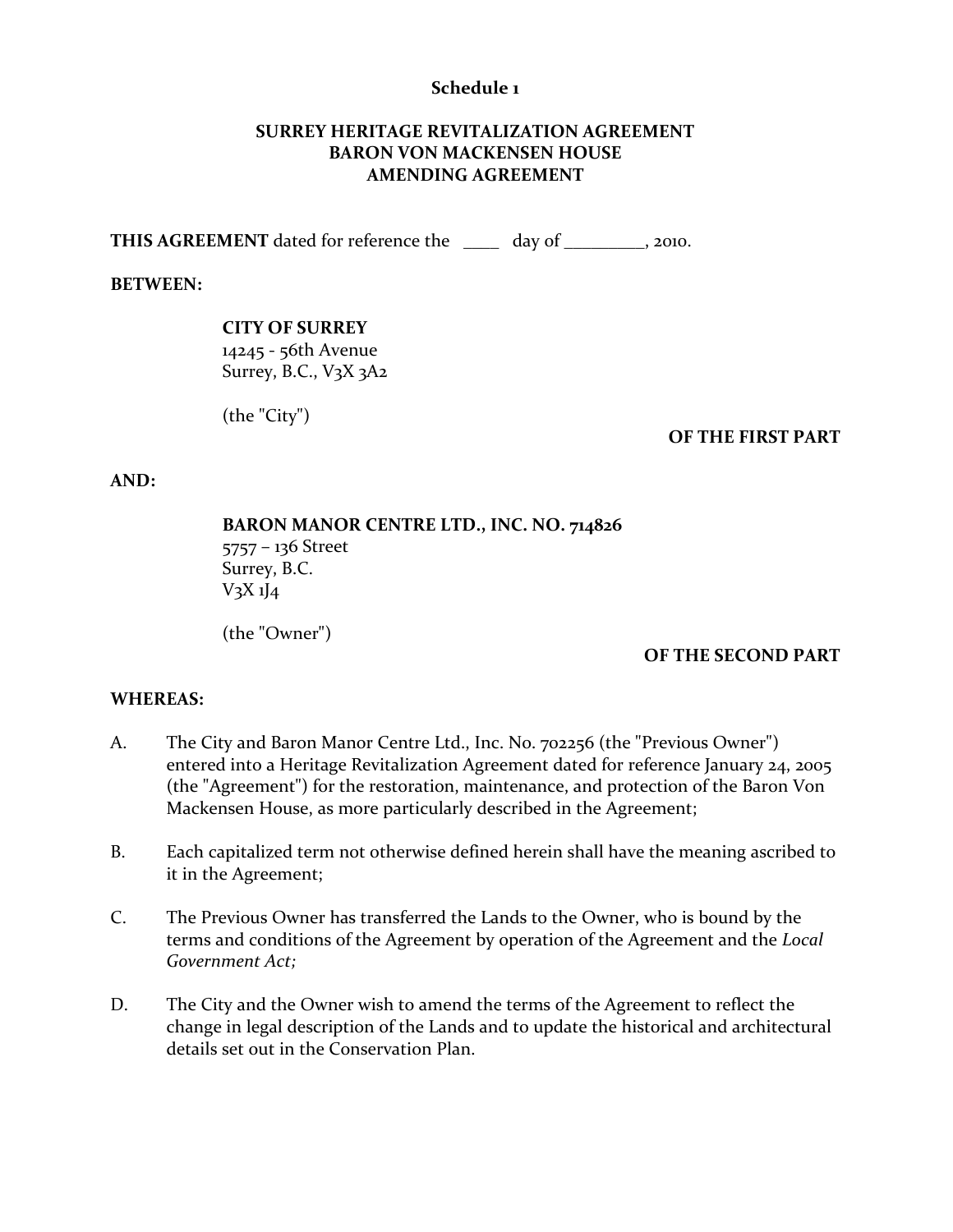**Schedule 1**

**SURREY HERITAGE REVITALIZATION AGREEMENT**
**BARON VON MACKENSEN HOUSE**
**AMENDING AGREEMENT**

**THIS AGREEMENT** dated for reference the ____ day of _________, 2010.

**BETWEEN:**

**CITY OF SURREY**
14245 - 56th Avenue
Surrey, B.C., V3X 3A2

(the "City")

**OF THE FIRST PART**

**AND:**

**BARON MANOR CENTRE LTD., INC. NO. 714826**
5757 – 136 Street
Surrey, B.C.
V3X 1J4

(the "Owner")

**OF THE SECOND PART**

**WHEREAS:**

A. The City and Baron Manor Centre Ltd., Inc. No. 702256 (the "Previous Owner") entered into a Heritage Revitalization Agreement dated for reference January 24, 2005 (the "Agreement") for the restoration, maintenance, and protection of the Baron Von Mackensen House, as more particularly described in the Agreement;

B. Each capitalized term not otherwise defined herein shall have the meaning ascribed to it in the Agreement;

C. The Previous Owner has transferred the Lands to the Owner, who is bound by the terms and conditions of the Agreement by operation of the Agreement and the *Local Government Act;*

D. The City and the Owner wish to amend the terms of the Agreement to reflect the change in legal description of the Lands and to update the historical and architectural details set out in the Conservation Plan.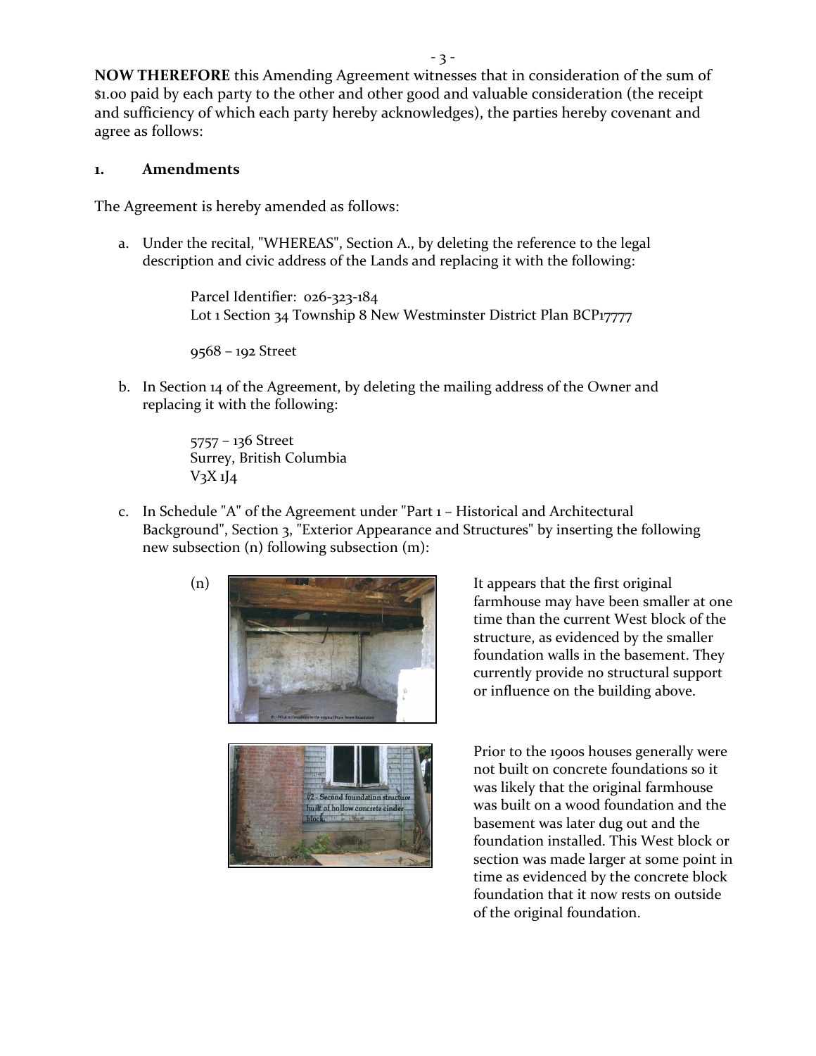**NOW THEREFORE** this Amending Agreement witnesses that in consideration of the sum of $1.00 paid by each party to the other and other good and valuable consideration (the receipt and sufficiency of which each party hereby acknowledges), the parties hereby covenant and agree as follows:

## 1. Amendments

The Agreement is hereby amended as follows:

a. Under the recital, "WHEREAS", Section A., by deleting the reference to the legal description and civic address of the Lands and replacing it with the following:

   Parcel Identifier: 026-323-184
   Lot 1 Section 34 Township 8 New Westminster District Plan BCP17777

   9568 – 192 Street

b. In Section 14 of the Agreement, by deleting the mailing address of the Owner and replacing it with the following:

   5757 – 136 Street
   Surrey, British Columbia
   V3X 1J4

c. In Schedule "A" of the Agreement under "Part 1 – Historical and Architectural Background", Section 3, "Exterior Appearance and Structures" by inserting the following new subsection (n) following subsection (m):

   (n) It appears that the first original farmhouse may have been smaller at one time than the current West block of the structure, as evidenced by the smaller foundation walls in the basement. They currently provide no structural support or influence on the building above.

   Prior to the 1900s houses generally were not built on concrete foundations so it was likely that the original farmhouse was built on a wood foundation and the basement was later dug out and the foundation installed. This West block or section was made larger at some point in time as evidenced by the concrete block foundation that it now rests on outside of the original foundation.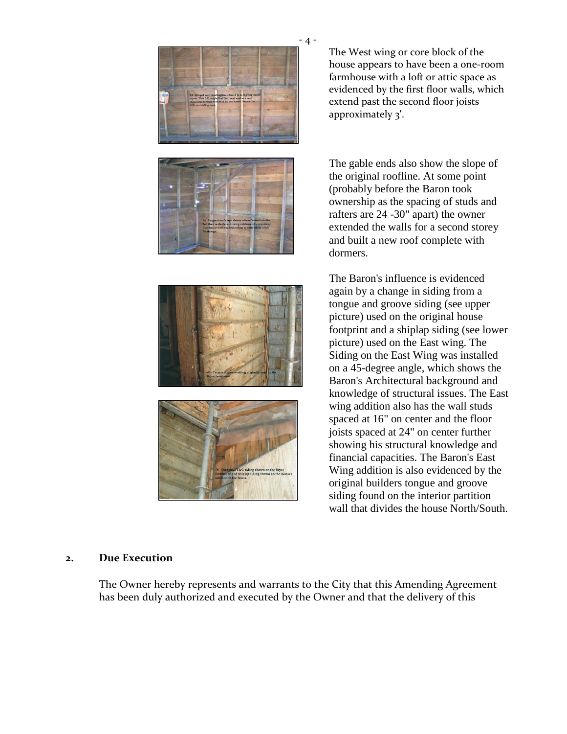The West wing or core block of the house appears to have been a one-room farmhouse with a loft or attic space as evidenced by the first floor walls, which extend past the second floor joists approximately 3'.

The gable ends also show the slope of the original roofline. At some point (probably before the Baron took ownership as the spacing of studs and rafters are 24 -30" apart) the owner extended the walls for a second storey and built a new roof complete with dormers.

The Baron's influence is evidenced again by a change in siding from a tongue and groove siding (see upper picture) used on the original house footprint and a shiplap siding (see lower picture) used on the East wing. The Siding on the East Wing was installed on a 45-degree angle, which shows the Baron's Architectural background and knowledge of structural issues. The East wing addition also has the wall studs spaced at 16" on center and the floor joists spaced at 24" on center further showing his structural knowledge and financial capacities. The Baron's East Wing addition is also evidenced by the original builders tongue and groove siding found on the interior partition wall that divides the house North/South.

## 2. Due Execution

The Owner hereby represents and warrants to the City that this Amending Agreement has been duly authorized and executed by the Owner and that the delivery of this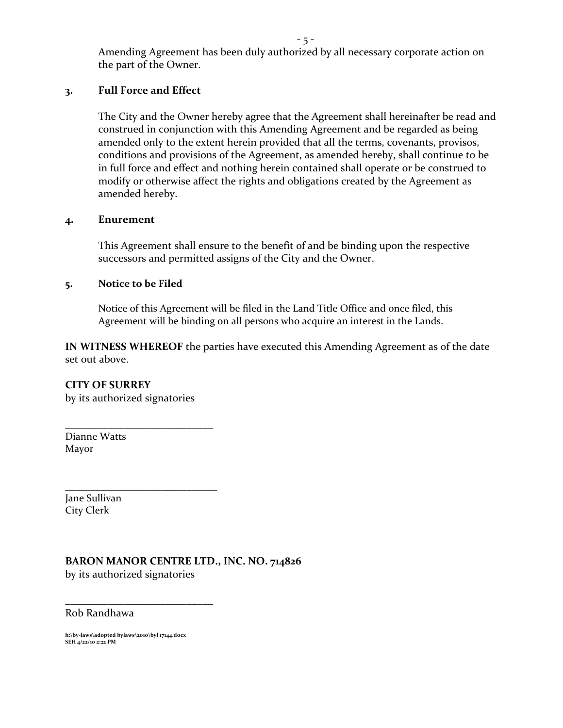Amending Agreement has been duly authorized by all necessary corporate action on the part of the Owner.

**3. Full Force and Effect**

The City and the Owner hereby agree that the Agreement shall hereinafter be read and construed in conjunction with this Amending Agreement and be regarded as being amended only to the extent herein provided that all the terms, covenants, provisos, conditions and provisions of the Agreement, as amended hereby, shall continue to be in full force and effect and nothing herein contained shall operate or be construed to modify or otherwise affect the rights and obligations created by the Agreement as amended hereby.

**4. Enurement**

This Agreement shall ensure to the benefit of and be binding upon the respective successors and permitted assigns of the City and the Owner.

**5. Notice to be Filed**

Notice of this Agreement will be filed in the Land Title Office and once filed, this Agreement will be binding on all persons who acquire an interest in the Lands.

**IN WITNESS WHEREOF** the parties have executed this Amending Agreement as of the date set out above.

**CITY OF SURREY**
by its authorized signatories

\_\_\_\_\_\_\_\_\_\_\_\_\_\_\_\_\_\_\_\_\_\_\_\_\_\_\_\_\_\_
Dianne Watts
Mayor

\_\_\_\_\_\_\_\_\_\_\_\_\_\_\_\_\_\_\_\_\_\_\_\_\_\_\_\_\_\_
Jane Sullivan
City Clerk

**BARON MANOR CENTRE LTD., INC. NO. 714826**
by its authorized signatories

\_\_\_\_\_\_\_\_\_\_\_\_\_\_\_\_\_\_\_\_\_\_\_\_\_\_\_\_\_\_
Rob Randhawa

h:\by-laws\adopted bylaws\2010\byl 17144.docx
SEH 4/22/10 2:22 PM